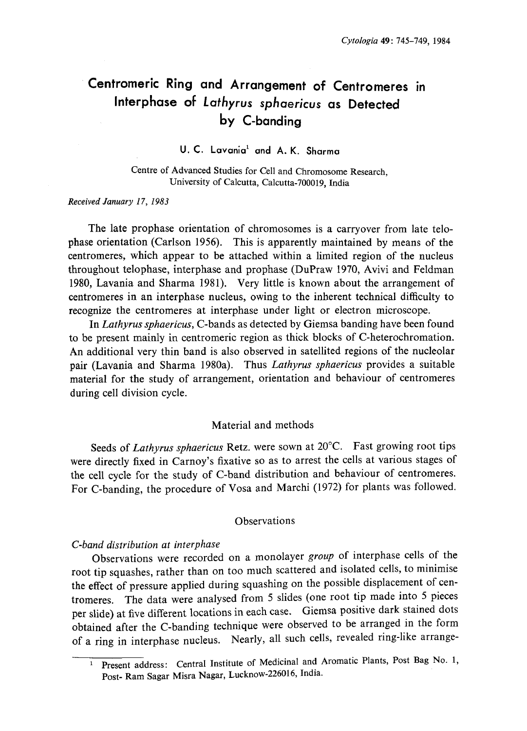# Centromeric Ring and Arrangement of Centromeres in Interphase of *Lathyrus sphaericus* as Detected by C-banding

U. C. Lavania[1] and A. K. Sharma

Centre of Advanced Studies for Cell and Chromosome Research, University of Calcutta, Calcutta-700019, India

*Received January 17, 1983*

The late prophase orientation of chromosomes is a carryover from late telophase orientation (Carlson 1956). This is apparently maintained by means of the centromeres, which appear to be attached within a limited region of the nucleus throughout telophase, interphase and prophase (DuPraw 1970, Avivi and Feldman 1980, Lavania and Sharma 1981). Very little is known about the arrangement of centromeres in an interphase nucleus, owing to the inherent technical difficulty to recognize the centromeres at interphase under light or electron microscope.

In *Lathyrus sphaericus*, C-bands as detected by Giemsa banding have been found to be present mainly in centromeric region as thick blocks of C-heterochromation. An additional very thin band is also observed in satellited regions of the nucleolar pair (Lavania and Sharma 1980a). Thus *Lathyrus sphaericus* provides a suitable material for the study of arrangement, orientation and behaviour of centromeres during cell division cycle.

## Material and methods

Seeds of *Lathyrus sphaericus* Retz. were sown at 20°C. Fast growing root tips were directly fixed in Carnoy's fixative so as to arrest the cells at various stages of the cell cycle for the study of C-band distribution and behaviour of centromeres. For C-banding, the procedure of Vosa and Marchi (1972) for plants was followed.

## Observations

### *C-band distribution at interphase*

Observations were recorded on a monolayer *group* of interphase cells of the root tip squashes, rather than on too much scattered and isolated cells, to minimise the effect of pressure applied during squashing on the possible displacement of centromeres. The data were analysed from 5 slides (one root tip made into 5 pieces per slide) at five different locations in each case. Giemsa positive dark stained dots obtained after the C-banding technique were observed to be arranged in the form of a ring in interphase nucleus. Nearly, all such cells, revealed ring-like arrange-

[1] Present address: Central Institute of Medicinal and Aromatic Plants, Post Bag No. 1, Post- Ram Sagar Misra Nagar, Lucknow-226016, India.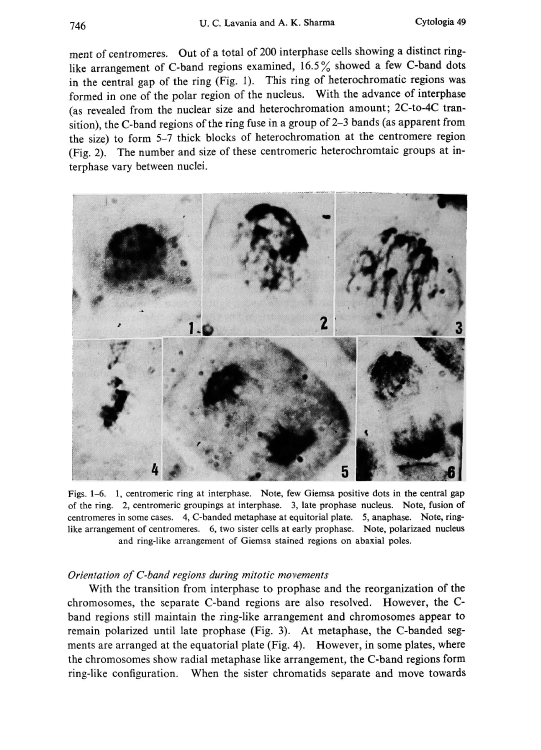ment of centromeres. Out of a total of 200 interphase cells showing a distinct ring-like arrangement of C-band regions examined, 16.5% showed a few C-band dots in the central gap of the ring (Fig. 1). This ring of heterochromatic regions was formed in one of the polar region of the nucleus. With the advance of interphase (as revealed from the nuclear size and heterochromation amount; 2C-to-4C transition), the C-band regions of the ring fuse in a group of 2–3 bands (as apparent from the size) to form 5–7 thick blocks of heterochromation at the centromere region (Fig. 2). The number and size of these centromeric heterochromtaic groups at interphase vary between nuclei.

Figs. 1–6. 1, centromeric ring at interphase. Note, few Giemsa positive dots in the central gap of the ring. 2, centromeric groupings at interphase. 3, late prophase nucleus. Note, fusion of centromeres in some cases. 4, C-banded metaphase at equitorial plate. 5, anaphase. Note, ring-like arrangement of centromeres. 6, two sister cells at early prophase. Note, polarizaed nucleus and ring-like arrangement of Giemsa stained regions on abaxial poles.

*Orientation of C-band regions during mitotic movements*

With the transition from interphase to prophase and the reorganization of the chromosomes, the separate C-band regions are also resolved. However, the C-band regions still maintain the ring-like arrangement and chromosomes appear to remain polarized until late prophase (Fig. 3). At metaphase, the C-banded segments are arranged at the equatorial plate (Fig. 4). However, in some plates, where the chromosomes show radial metaphase like arrangement, the C-band regions form ring-like configuration. When the sister chromatids separate and move towards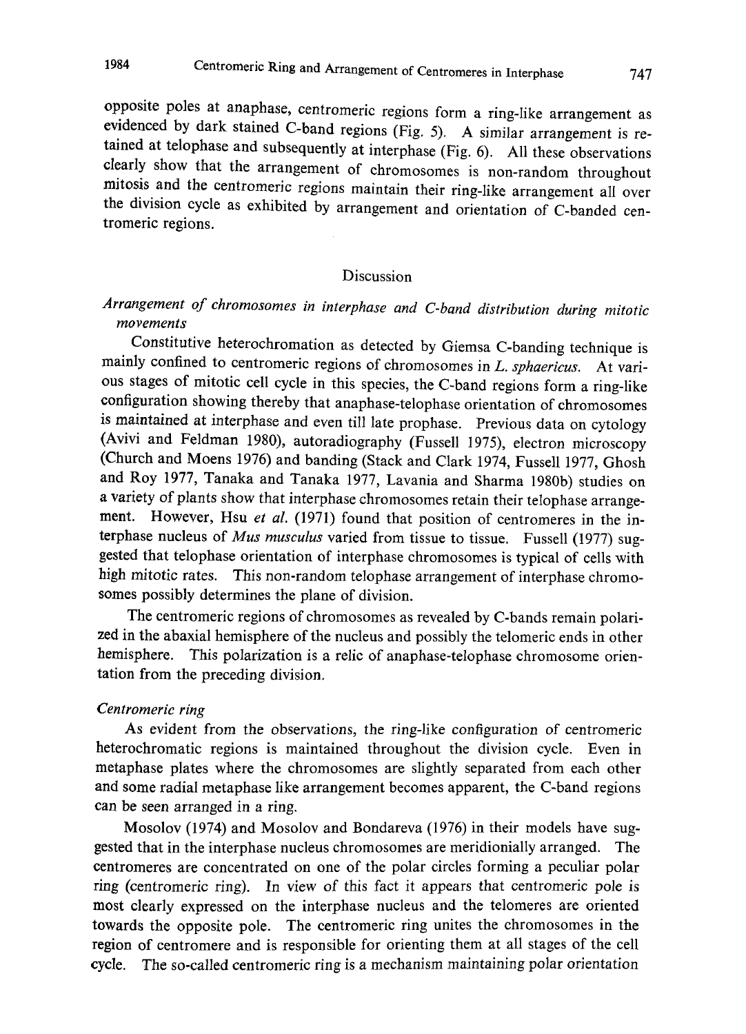opposite poles at anaphase, centromeric regions form a ring-like arrangement as evidenced by dark stained C-band regions (Fig. 5). A similar arrangement is retained at telophase and subsequently at interphase (Fig. 6). All these observations clearly show that the arrangement of chromosomes is non-random throughout mitosis and the centromeric regions maintain their ring-like arrangement all over the division cycle as exhibited by arrangement and orientation of C-banded centromeric regions.

## Discussion

### *Arrangement of chromosomes in interphase and C-band distribution during mitotic movements*

Constitutive heterochromation as detected by Giemsa C-banding technique is mainly confined to centromeric regions of chromosomes in *L. sphaericus*. At various stages of mitotic cell cycle in this species, the C-band regions form a ring-like configuration showing thereby that anaphase-telophase orientation of chromosomes is maintained at interphase and even till late prophase. Previous data on cytology (Avivi and Feldman 1980), autoradiography (Fussell 1975), electron microscopy (Church and Moens 1976) and banding (Stack and Clark 1974, Fussell 1977, Ghosh and Roy 1977, Tanaka and Tanaka 1977, Lavania and Sharma 1980b) studies on a variety of plants show that interphase chromosomes retain their telophase arrangement. However, Hsu *et al.* (1971) found that position of centromeres in the interphase nucleus of *Mus musculus* varied from tissue to tissue. Fussell (1977) suggested that telophase orientation of interphase chromosomes is typical of cells with high mitotic rates. This non-random telophase arrangement of interphase chromosomes possibly determines the plane of division.

The centromeric regions of chromosomes as revealed by C-bands remain polarized in the abaxial hemisphere of the nucleus and possibly the telomeric ends in other hemisphere. This polarization is a relic of anaphase-telophase chromosome orientation from the preceding division.

### *Centromeric ring*

As evident from the observations, the ring-like configuration of centromeric heterochromatic regions is maintained throughout the division cycle. Even in metaphase plates where the chromosomes are slightly separated from each other and some radial metaphase like arrangement becomes apparent, the C-band regions can be seen arranged in a ring.

Mosolov (1974) and Mosolov and Bondareva (1976) in their models have suggested that in the interphase nucleus chromosomes are meridionally arranged. The centromeres are concentrated on one of the polar circles forming a peculiar polar ring (centromeric ring). In view of this fact it appears that centromeric pole is most clearly expressed on the interphase nucleus and the telomeres are oriented towards the opposite pole. The centromeric ring unites the chromosomes in the region of centromere and is responsible for orienting them at all stages of the cell cycle. The so-called centromeric ring is a mechanism maintaining polar orientation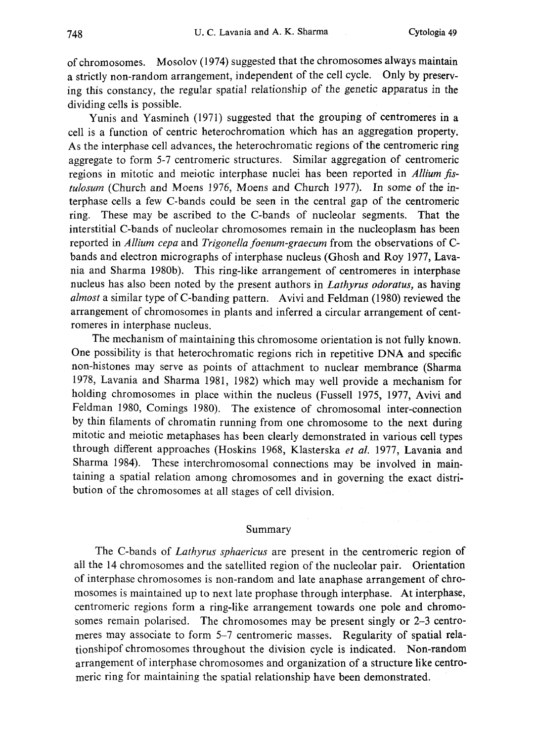of chromosomes. Mosolov (1974) suggested that the chromosomes always maintain a strictly non-random arrangement, independent of the cell cycle. Only by preserving this constancy, the regular spatial relationship of the genetic apparatus in the dividing cells is possible.

Yunis and Yasmineh (1971) suggested that the grouping of centromeres in a cell is a function of centric heterochromation which has an aggregation property. As the interphase cell advances, the heterochromatic regions of the centromeric ring aggregate to form 5-7 centromeric structures. Similar aggregation of centromeric regions in mitotic and meiotic interphase nuclei has been reported in *Allium fistulosum* (Church and Moens 1976, Moens and Church 1977). In some of the interphase cells a few C-bands could be seen in the central gap of the centromeric ring. These may be ascribed to the C-bands of nucleolar segments. That the interstitial C-bands of nucleolar chromosomes remain in the nucleoplasm has been reported in *Allium cepa* and *Trigonella foenum-graecum* from the observations of C-bands and electron micrographs of interphase nucleus (Ghosh and Roy 1977, Lavania and Sharma 1980b). This ring-like arrangement of centromeres in interphase nucleus has also been noted by the present authors in *Lathyrus odoratus*, as having *almost* a similar type of C-banding pattern. Avivi and Feldman (1980) reviewed the arrangement of chromosomes in plants and inferred a circular arrangement of centromeres in interphase nucleus.

The mechanism of maintaining this chromosome orientation is not fully known. One possibility is that heterochromatic regions rich in repetitive DNA and specific non-histones may serve as points of attachment to nuclear membrance (Sharma 1978, Lavania and Sharma 1981, 1982) which may well provide a mechanism for holding chromosomes in place within the nucleus (Fussell 1975, 1977, Avivi and Feldman 1980, Comings 1980). The existence of chromosomal inter-connection by thin filaments of chromatin running from one chromosome to the next during mitotic and meiotic metaphases has been clearly demonstrated in various cell types through different approaches (Hoskins 1968, Klasterska *et al.* 1977, Lavania and Sharma 1984). These interchromosomal connections may be involved in maintaining a spatial relation among chromosomes and in governing the exact distribution of the chromosomes at all stages of cell division.

## Summary

The C-bands of *Lathyrus sphaericus* are present in the centromeric region of all the 14 chromosomes and the satellited region of the nucleolar pair. Orientation of interphase chromosomes is non-random and late anaphase arrangement of chromosomes is maintained up to next late prophase through interphase. At interphase, centromeric regions form a ring-like arrangement towards one pole and chromosomes remain polarised. The chromosomes may be present singly or 2–3 centromeres may associate to form 5–7 centromeric masses. Regularity of spatial relationshipof chromosomes throughout the division cycle is indicated. Non-random arrangement of interphase chromosomes and organization of a structure like centromeric ring for maintaining the spatial relationship have been demonstrated.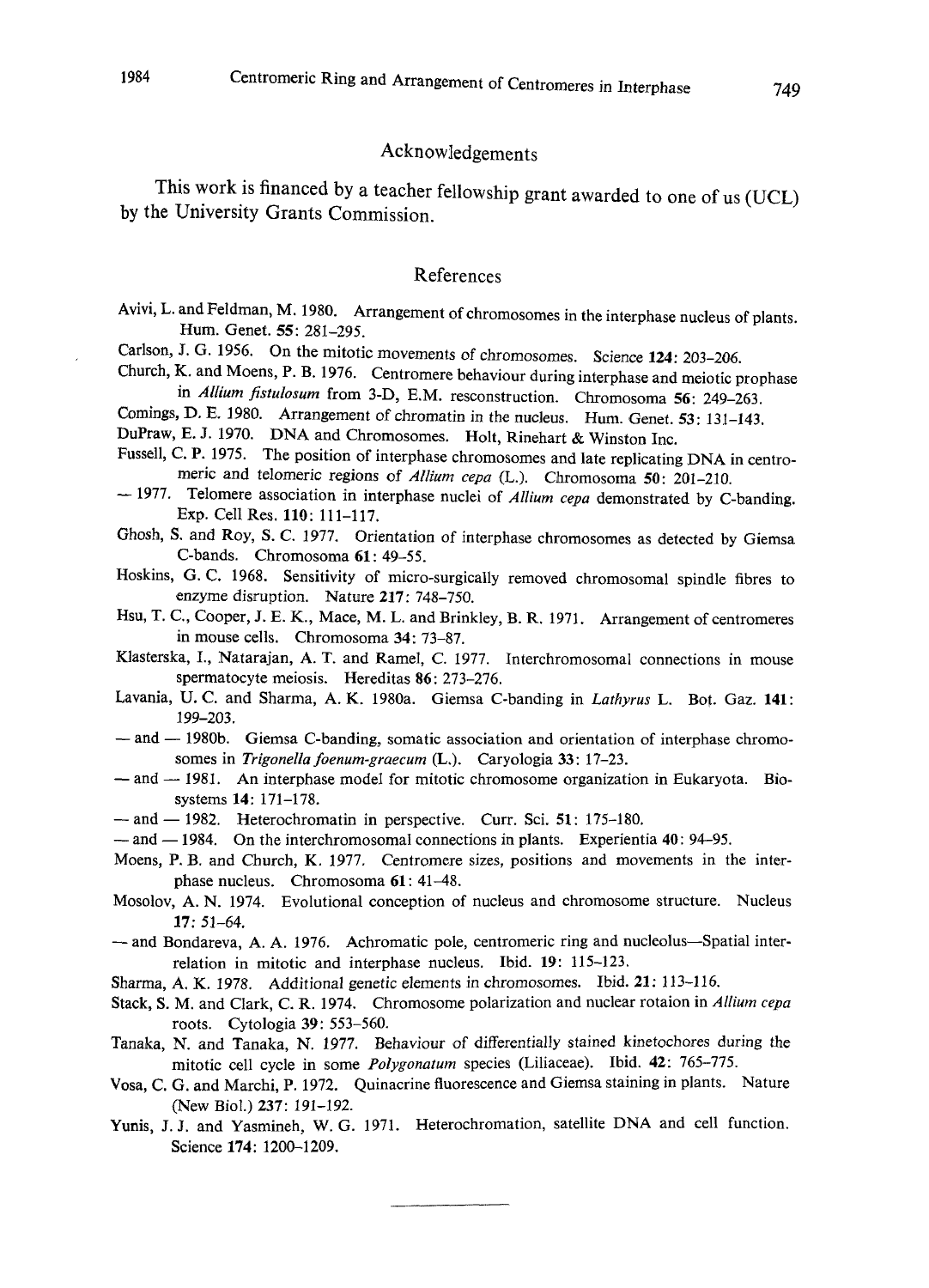## Acknowledgements

This work is financed by a teacher fellowship grant awarded to one of us (UCL) by the University Grants Commission.

## References

Avivi, L. and Feldman, M. 1980. Arrangement of chromosomes in the interphase nucleus of plants. Hum. Genet. **55**: 281–295.

Carlson, J. G. 1956. On the mitotic movements of chromosomes. Science **124**: 203–206.

Church, K. and Moens, P. B. 1976. Centromere behaviour during interphase and meiotic prophase in *Allium fistulosum* from 3-D, E.M. resconstruction. Chromosoma **56**: 249–263.

Comings, D. E. 1980. Arrangement of chromatin in the nucleus. Hum. Genet. **53**: 131–143.

DuPraw, E. J. 1970. DNA and Chromosomes. Holt, Rinehart & Winston Inc.

Fussell, C. P. 1975. The position of interphase chromosomes and late replicating DNA in centromeric and telomeric regions of *Allium cepa* (L.). Chromosoma **50**: 201–210.

— 1977. Telomere association in interphase nuclei of *Allium cepa* demonstrated by C-banding. Exp. Cell Res. **110**: 111–117.

Ghosh, S. and Roy, S. C. 1977. Orientation of interphase chromosomes as detected by Giemsa C-bands. Chromosoma **61**: 49–55.

Hoskins, G. C. 1968. Sensitivity of micro-surgically removed chromosomal spindle fibres to enzyme disruption. Nature **217**: 748–750.

Hsu, T. C., Cooper, J. E. K., Mace, M. L. and Brinkley, B. R. 1971. Arrangement of centromeres in mouse cells. Chromosoma **34**: 73–87.

Klasterska, I., Natarajan, A. T. and Ramel, C. 1977. Interchromosomal connections in mouse spermatocyte meiosis. Hereditas **86**: 273–276.

Lavania, U. C. and Sharma, A. K. 1980a. Giemsa C-banding in *Lathyrus* L. Bot. Gaz. **141**: 199–203.

— and — 1980b. Giemsa C-banding, somatic association and orientation of interphase chromosomes in *Trigonella foenum-graecum* (L.). Caryologia **33**: 17–23.

— and — 1981. An interphase model for mitotic chromosome organization in Eukaryota. Biosystems **14**: 171–178.

— and — 1982. Heterochromatin in perspective. Curr. Sci. **51**: 175–180.

— and — 1984. On the interchromosomal connections in plants. Experientia **40**: 94–95.

Moens, P. B. and Church, K. 1977. Centromere sizes, positions and movements in the interphase nucleus. Chromosoma **61**: 41–48.

Mosolov, A. N. 1974. Evolutional conception of nucleus and chromosome structure. Nucleus **17**: 51–64.

— and Bondareva, A. A. 1976. Achromatic pole, centromeric ring and nucleolus—Spatial interrelation in mitotic and interphase nucleus. Ibid. **19**: 115–123.

Sharma, A. K. 1978. Additional genetic elements in chromosomes. Ibid. **21**: 113–116.

Stack, S. M. and Clark, C. R. 1974. Chromosome polarization and nuclear rotaion in *Allium cepa* roots. Cytologia **39**: 553–560.

Tanaka, N. and Tanaka, N. 1977. Behaviour of differentially stained kinetochores during the mitotic cell cycle in some *Polygonatum* species (Liliaceae). Ibid. **42**: 765–775.

Vosa, C. G. and Marchi, P. 1972. Quinacrine fluorescence and Giemsa staining in plants. Nature (New Biol.) **237**: 191–192.

Yunis, J. J. and Yasmineh, W. G. 1971. Heterochromation, satellite DNA and cell function. Science **174**: 1200–1209.